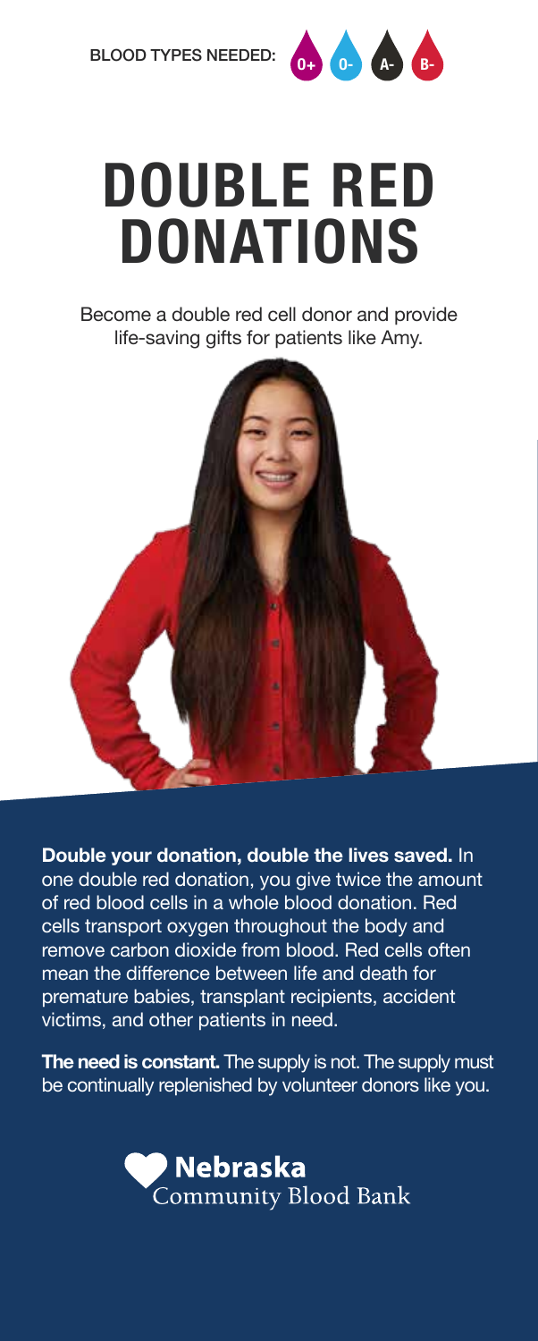BLOOD TYPES NEEDED: O+ O- A- B-

# DOUBLE RED DONATIONS

Become a double red cell donor and provide life-saving gifts for patients like Amy.

**Double your donation, double the lives saved.** In one double red donation, you give twice the amount of red blood cells in a whole blood donation. Red cells transport oxygen throughout the body and remove carbon dioxide from blood. Red cells often mean the difference between life and death for premature babies, transplant recipients, accident victims, and other patients in need.

**The need is constant.** The supply is not. The supply must be continually replenished by volunteer donors like you.

Nebraska Community Blood Bank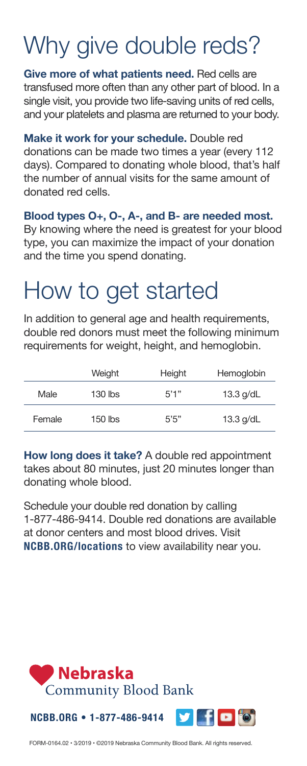# Why give double reds?

**Give more of what patients need.** Red cells are transfused more often than any other part of blood. In a single visit, you provide two life-saving units of red cells, and your platelets and plasma are returned to your body.

**Make it work for your schedule.** Double red donations can be made two times a year (every 112 days). Compared to donating whole blood, that's half the number of annual visits for the same amount of donated red cells.

**Blood types O+, O-, A-, and B- are needed most.** By knowing where the need is greatest for your blood type, you can maximize the impact of your donation and the time you spend donating.

# How to get started

In addition to general age and health requirements, double red donors must meet the following minimum requirements for weight, height, and hemoglobin.

| | Weight | Height | Hemoglobin |
|---|---|---|---|
| Male | 130 lbs | 5'1" | 13.3 g/dL |
| Female | 150 lbs | 5'5" | 13.3 g/dL |

**How long does it take?** A double red appointment takes about 80 minutes, just 20 minutes longer than donating whole blood.

Schedule your double red donation by calling 1-877-486-9414. Double red donations are available at donor centers and most blood drives. Visit **NCBB.ORG/locations** to view availability near you.

**Nebraska** Community Blood Bank

**NCBB.ORG • 1-877-486-9414**

FORM-0164.02 • 3/2019 • ©2019 Nebraska Community Blood Bank. All rights reserved.